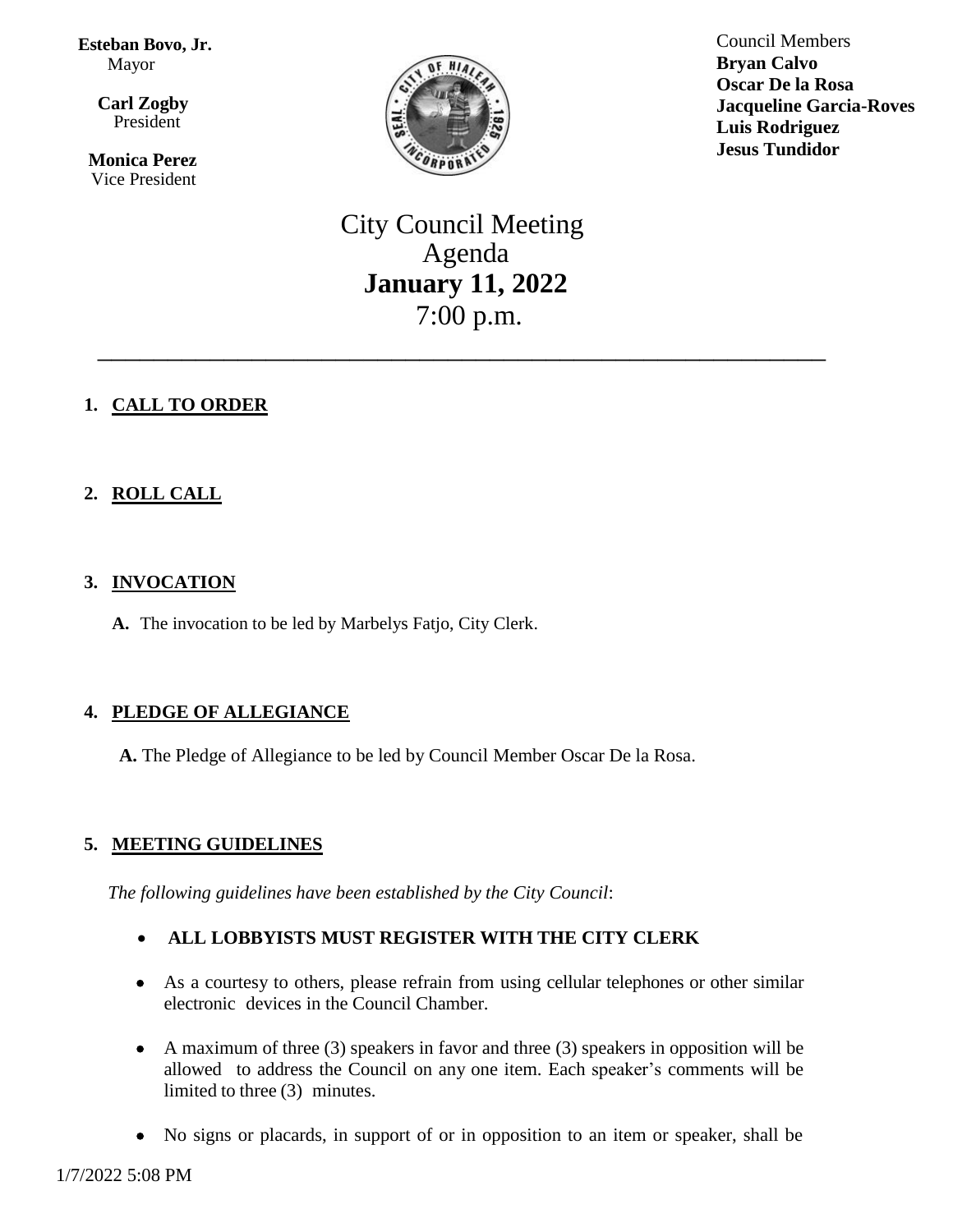**Esteban Bovo, Jr.**
Mayor

**Carl Zogby**
President

**Monica Perez**
Vice President

Council Members
**Bryan Calvo**
**Oscar De la Rosa**
**Jacqueline Garcia-Roves**
**Luis Rodriguez**
**Jesus Tundidor**

# City Council Meeting Agenda
## January 11, 2022
7:00 p.m.

---

1. **CALL TO ORDER**

2. **ROLL CALL**

3. **INVOCATION**

   **A.** The invocation to be led by Marbelys Fatjo, City Clerk.

4. **PLEDGE OF ALLEGIANCE**

   **A.** The Pledge of Allegiance to be led by Council Member Oscar De la Rosa.

5. **MEETING GUIDELINES**

   *The following guidelines have been established by the City Council*:

   - **ALL LOBBYISTS MUST REGISTER WITH THE CITY CLERK**
   - As a courtesy to others, please refrain from using cellular telephones or other similar electronic devices in the Council Chamber.
   - A maximum of three (3) speakers in favor and three (3) speakers in opposition will be allowed to address the Council on any one item. Each speaker's comments will be limited to three (3) minutes.
   - No signs or placards, in support of or in opposition to an item or speaker, shall be

1/7/2022 5:08 PM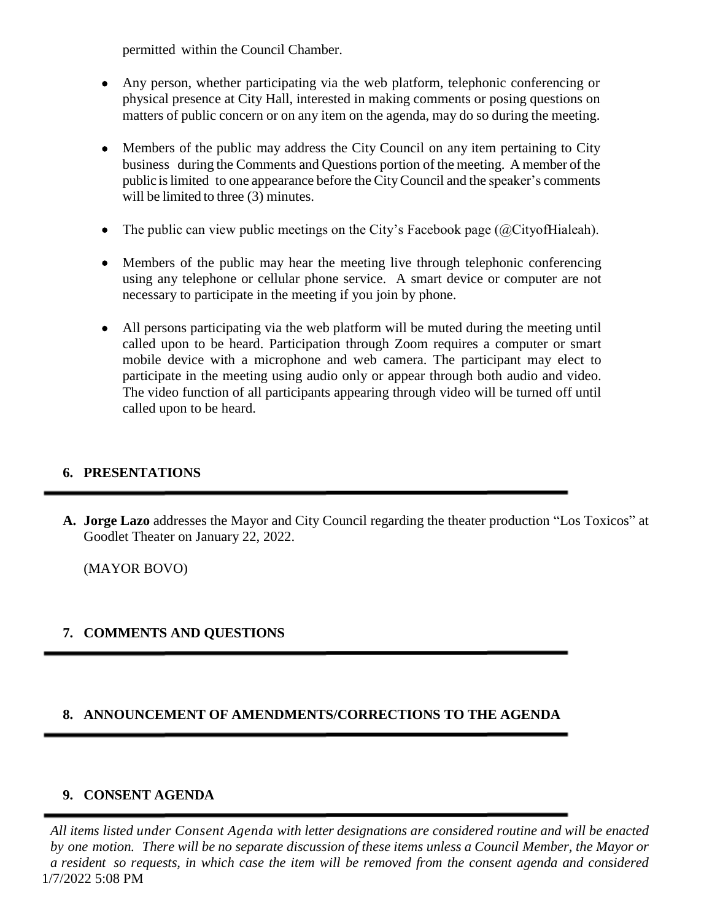permitted within the Council Chamber.

- Any person, whether participating via the web platform, telephonic conferencing or physical presence at City Hall, interested in making comments or posing questions on matters of public concern or on any item on the agenda, may do so during the meeting.
- Members of the public may address the City Council on any item pertaining to City business during the Comments and Questions portion of the meeting. A member of the public is limited to one appearance before the City Council and the speaker's comments will be limited to three (3) minutes.
- The public can view public meetings on the City's Facebook page (@CityofHialeah).
- Members of the public may hear the meeting live through telephonic conferencing using any telephone or cellular phone service. A smart device or computer are not necessary to participate in the meeting if you join by phone.
- All persons participating via the web platform will be muted during the meeting until called upon to be heard. Participation through Zoom requires a computer or smart mobile device with a microphone and web camera. The participant may elect to participate in the meeting using audio only or appear through both audio and video. The video function of all participants appearing through video will be turned off until called upon to be heard.

## 6. PRESENTATIONS

**A. Jorge Lazo** addresses the Mayor and City Council regarding the theater production "Los Toxicos" at Goodlet Theater on January 22, 2022.

(MAYOR BOVO)

## 7. COMMENTS AND QUESTIONS

## 8. ANNOUNCEMENT OF AMENDMENTS/CORRECTIONS TO THE AGENDA

## 9. CONSENT AGENDA

*All items listed under Consent Agenda with letter designations are considered routine and will be enacted by one motion. There will be no separate discussion of these items unless a Council Member, the Mayor or a resident so requests, in which case the item will be removed from the consent agenda and considered*

1/7/2022 5:08 PM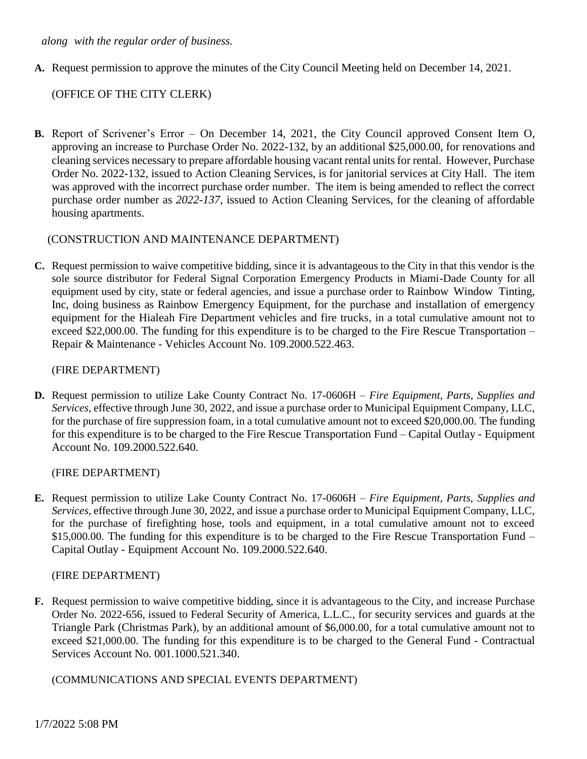*along with the regular order of business.*

**A.** Request permission to approve the minutes of the City Council Meeting held on December 14, 2021.

(OFFICE OF THE CITY CLERK)

**B.** Report of Scrivener's Error – On December 14, 2021, the City Council approved Consent Item O, approving an increase to Purchase Order No. 2022-132, by an additional $25,000.00, for renovations and cleaning services necessary to prepare affordable housing vacant rental units for rental. However, Purchase Order No. 2022-132, issued to Action Cleaning Services, is for janitorial services at City Hall. The item was approved with the incorrect purchase order number. The item is being amended to reflect the correct purchase order number as *2022-137*, issued to Action Cleaning Services, for the cleaning of affordable housing apartments.

(CONSTRUCTION AND MAINTENANCE DEPARTMENT)

**C.** Request permission to waive competitive bidding, since it is advantageous to the City in that this vendor is the sole source distributor for Federal Signal Corporation Emergency Products in Miami-Dade County for all equipment used by city, state or federal agencies, and issue a purchase order to Rainbow Window Tinting, Inc, doing business as Rainbow Emergency Equipment, for the purchase and installation of emergency equipment for the Hialeah Fire Department vehicles and fire trucks, in a total cumulative amount not to exceed $22,000.00. The funding for this expenditure is to be charged to the Fire Rescue Transportation – Repair & Maintenance - Vehicles Account No. 109.2000.522.463.

(FIRE DEPARTMENT)

**D.** Request permission to utilize Lake County Contract No. 17-0606H – *Fire Equipment, Parts, Supplies and Services*, effective through June 30, 2022, and issue a purchase order to Municipal Equipment Company, LLC, for the purchase of fire suppression foam, in a total cumulative amount not to exceed $20,000.00. The funding for this expenditure is to be charged to the Fire Rescue Transportation Fund – Capital Outlay - Equipment Account No. 109.2000.522.640.

(FIRE DEPARTMENT)

**E.** Request permission to utilize Lake County Contract No. 17-0606H – *Fire Equipment, Parts, Supplies and Services*, effective through June 30, 2022, and issue a purchase order to Municipal Equipment Company, LLC, for the purchase of firefighting hose, tools and equipment, in a total cumulative amount not to exceed $15,000.00. The funding for this expenditure is to be charged to the Fire Rescue Transportation Fund – Capital Outlay - Equipment Account No. 109.2000.522.640.

(FIRE DEPARTMENT)

**F.** Request permission to waive competitive bidding, since it is advantageous to the City, and increase Purchase Order No. 2022-656, issued to Federal Security of America, L.L.C., for security services and guards at the Triangle Park (Christmas Park), by an additional amount of $6,000.00, for a total cumulative amount not to exceed $21,000.00. The funding for this expenditure is to be charged to the General Fund - Contractual Services Account No. 001.1000.521.340.

(COMMUNICATIONS AND SPECIAL EVENTS DEPARTMENT)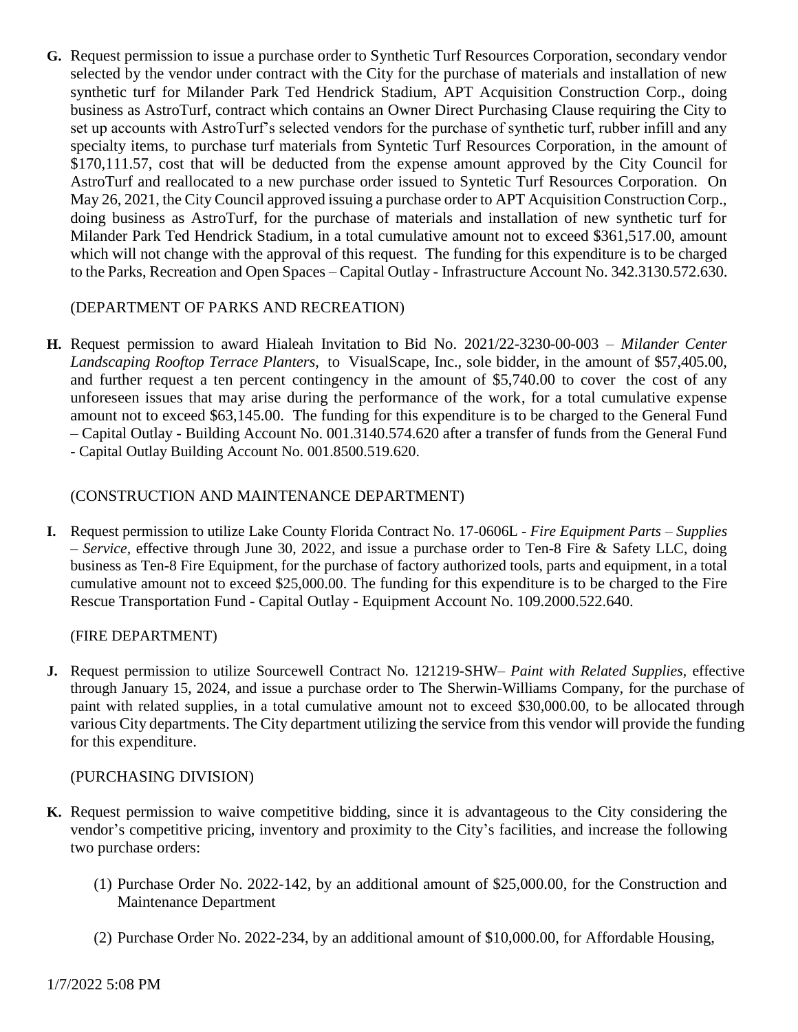**G.** Request permission to issue a purchase order to Synthetic Turf Resources Corporation, secondary vendor selected by the vendor under contract with the City for the purchase of materials and installation of new synthetic turf for Milander Park Ted Hendrick Stadium, APT Acquisition Construction Corp., doing business as AstroTurf, contract which contains an Owner Direct Purchasing Clause requiring the City to set up accounts with AstroTurf's selected vendors for the purchase of synthetic turf, rubber infill and any specialty items, to purchase turf materials from Syntetic Turf Resources Corporation, in the amount of $170,111.57, cost that will be deducted from the expense amount approved by the City Council for AstroTurf and reallocated to a new purchase order issued to Syntetic Turf Resources Corporation. On May 26, 2021, the City Council approved issuing a purchase order to APT Acquisition Construction Corp., doing business as AstroTurf, for the purchase of materials and installation of new synthetic turf for Milander Park Ted Hendrick Stadium, in a total cumulative amount not to exceed $361,517.00, amount which will not change with the approval of this request. The funding for this expenditure is to be charged to the Parks, Recreation and Open Spaces – Capital Outlay - Infrastructure Account No. 342.3130.572.630.

(DEPARTMENT OF PARKS AND RECREATION)

**H.** Request permission to award Hialeah Invitation to Bid No. 2021/22-3230-00-003 – *Milander Center Landscaping Rooftop Terrace Planters*, to VisualScape, Inc., sole bidder, in the amount of $57,405.00, and further request a ten percent contingency in the amount of $5,740.00 to cover the cost of any unforeseen issues that may arise during the performance of the work, for a total cumulative expense amount not to exceed $63,145.00. The funding for this expenditure is to be charged to the General Fund – Capital Outlay - Building Account No. 001.3140.574.620 after a transfer of funds from the General Fund - Capital Outlay Building Account No. 001.8500.519.620.

(CONSTRUCTION AND MAINTENANCE DEPARTMENT)

**I.** Request permission to utilize Lake County Florida Contract No. 17-0606L - *Fire Equipment Parts – Supplies – Service*, effective through June 30, 2022, and issue a purchase order to Ten-8 Fire & Safety LLC, doing business as Ten-8 Fire Equipment, for the purchase of factory authorized tools, parts and equipment, in a total cumulative amount not to exceed $25,000.00. The funding for this expenditure is to be charged to the Fire Rescue Transportation Fund - Capital Outlay - Equipment Account No. 109.2000.522.640.

(FIRE DEPARTMENT)

**J.** Request permission to utilize Sourcewell Contract No. 121219-SHW– *Paint with Related Supplies*, effective through January 15, 2024, and issue a purchase order to The Sherwin-Williams Company, for the purchase of paint with related supplies, in a total cumulative amount not to exceed $30,000.00, to be allocated through various City departments. The City department utilizing the service from this vendor will provide the funding for this expenditure.

(PURCHASING DIVISION)

**K.** Request permission to waive competitive bidding, since it is advantageous to the City considering the vendor's competitive pricing, inventory and proximity to the City's facilities, and increase the following two purchase orders:

(1) Purchase Order No. 2022-142, by an additional amount of $25,000.00, for the Construction and Maintenance Department

(2) Purchase Order No. 2022-234, by an additional amount of $10,000.00, for Affordable Housing,

1/7/2022 5:08 PM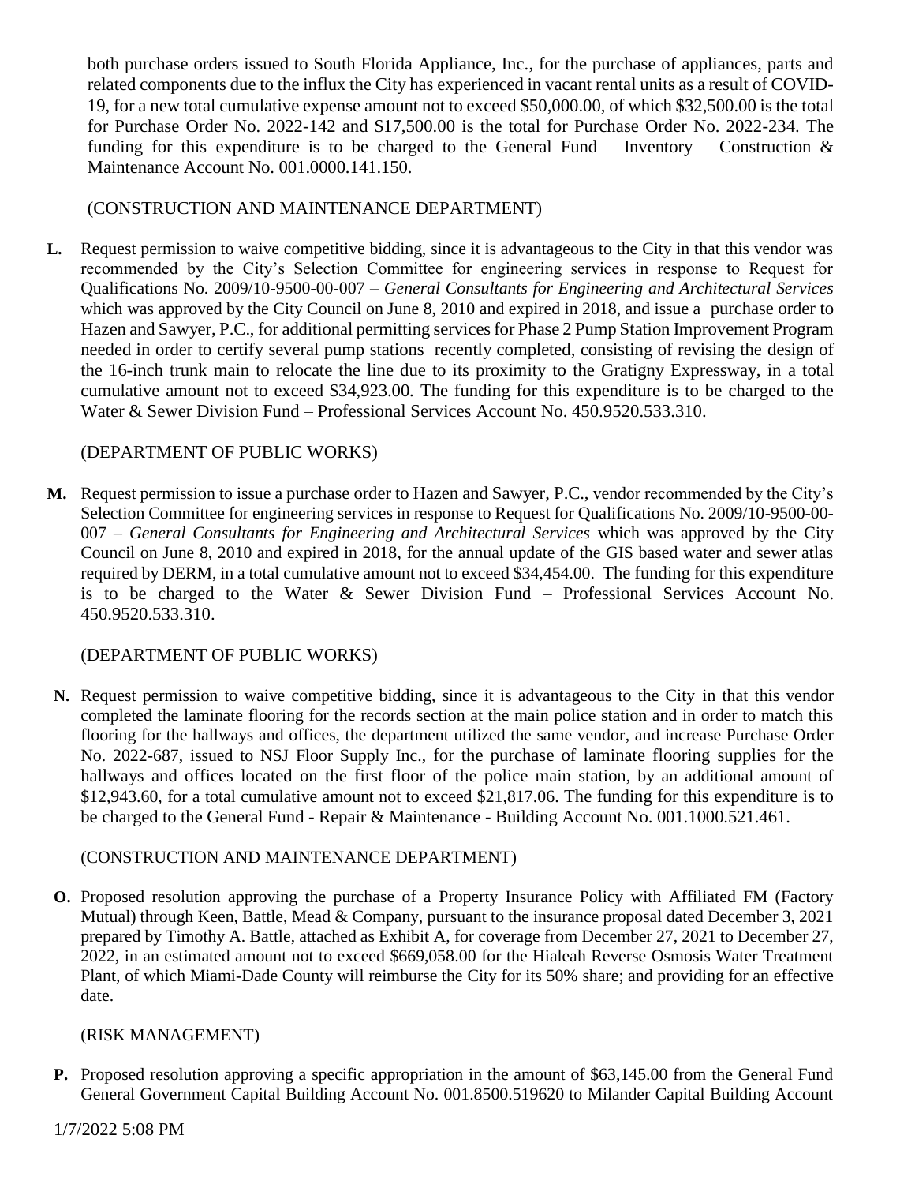both purchase orders issued to South Florida Appliance, Inc., for the purchase of appliances, parts and related components due to the influx the City has experienced in vacant rental units as a result of COVID-19, for a new total cumulative expense amount not to exceed $50,000.00, of which $32,500.00 is the total for Purchase Order No. 2022-142 and $17,500.00 is the total for Purchase Order No. 2022-234. The funding for this expenditure is to be charged to the General Fund – Inventory – Construction & Maintenance Account No. 001.0000.141.150.

(CONSTRUCTION AND MAINTENANCE DEPARTMENT)

**L.** Request permission to waive competitive bidding, since it is advantageous to the City in that this vendor was recommended by the City's Selection Committee for engineering services in response to Request for Qualifications No. 2009/10-9500-00-007 – *General Consultants for Engineering and Architectural Services* which was approved by the City Council on June 8, 2010 and expired in 2018, and issue a purchase order to Hazen and Sawyer, P.C., for additional permitting services for Phase 2 Pump Station Improvement Program needed in order to certify several pump stations recently completed, consisting of revising the design of the 16-inch trunk main to relocate the line due to its proximity to the Gratigny Expressway, in a total cumulative amount not to exceed $34,923.00. The funding for this expenditure is to be charged to the Water & Sewer Division Fund – Professional Services Account No. 450.9520.533.310.

(DEPARTMENT OF PUBLIC WORKS)

**M.** Request permission to issue a purchase order to Hazen and Sawyer, P.C., vendor recommended by the City's Selection Committee for engineering services in response to Request for Qualifications No. 2009/10-9500-00-007 – *General Consultants for Engineering and Architectural Services* which was approved by the City Council on June 8, 2010 and expired in 2018, for the annual update of the GIS based water and sewer atlas required by DERM, in a total cumulative amount not to exceed $34,454.00. The funding for this expenditure is to be charged to the Water & Sewer Division Fund – Professional Services Account No. 450.9520.533.310.

(DEPARTMENT OF PUBLIC WORKS)

**N.** Request permission to waive competitive bidding, since it is advantageous to the City in that this vendor completed the laminate flooring for the records section at the main police station and in order to match this flooring for the hallways and offices, the department utilized the same vendor, and increase Purchase Order No. 2022-687, issued to NSJ Floor Supply Inc., for the purchase of laminate flooring supplies for the hallways and offices located on the first floor of the police main station, by an additional amount of $12,943.60, for a total cumulative amount not to exceed $21,817.06. The funding for this expenditure is to be charged to the General Fund - Repair & Maintenance - Building Account No. 001.1000.521.461.

(CONSTRUCTION AND MAINTENANCE DEPARTMENT)

**O.** Proposed resolution approving the purchase of a Property Insurance Policy with Affiliated FM (Factory Mutual) through Keen, Battle, Mead & Company, pursuant to the insurance proposal dated December 3, 2021 prepared by Timothy A. Battle, attached as Exhibit A, for coverage from December 27, 2021 to December 27, 2022, in an estimated amount not to exceed $669,058.00 for the Hialeah Reverse Osmosis Water Treatment Plant, of which Miami-Dade County will reimburse the City for its 50% share; and providing for an effective date.

(RISK MANAGEMENT)

**P.** Proposed resolution approving a specific appropriation in the amount of $63,145.00 from the General Fund General Government Capital Building Account No. 001.8500.519620 to Milander Capital Building Account

1/7/2022 5:08 PM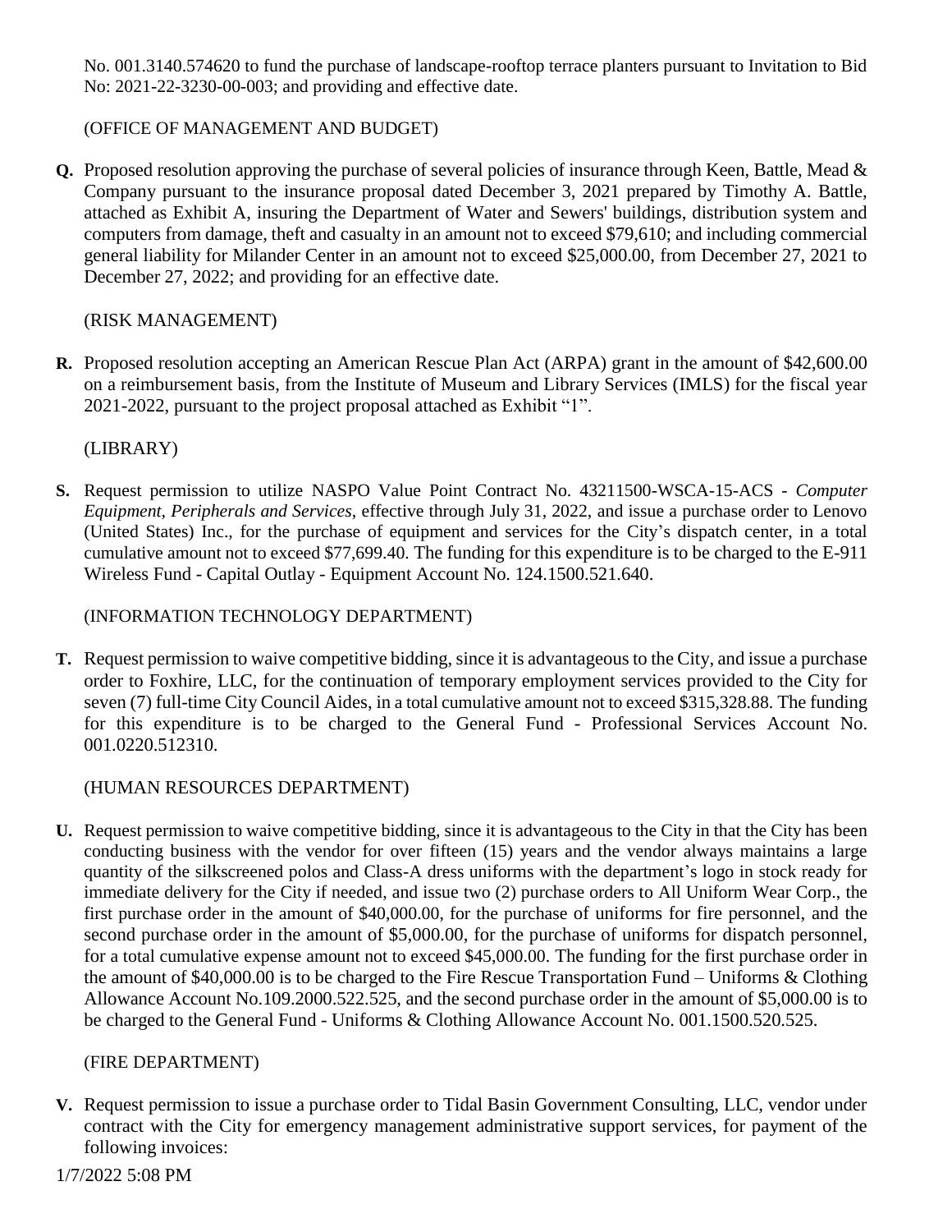No. 001.3140.574620 to fund the purchase of landscape-rooftop terrace planters pursuant to Invitation to Bid No: 2021-22-3230-00-003; and providing and effective date.

(OFFICE OF MANAGEMENT AND BUDGET)

**Q.** Proposed resolution approving the purchase of several policies of insurance through Keen, Battle, Mead & Company pursuant to the insurance proposal dated December 3, 2021 prepared by Timothy A. Battle, attached as Exhibit A, insuring the Department of Water and Sewers' buildings, distribution system and computers from damage, theft and casualty in an amount not to exceed $79,610; and including commercial general liability for Milander Center in an amount not to exceed $25,000.00, from December 27, 2021 to December 27, 2022; and providing for an effective date.

(RISK MANAGEMENT)

**R.** Proposed resolution accepting an American Rescue Plan Act (ARPA) grant in the amount of $42,600.00 on a reimbursement basis, from the Institute of Museum and Library Services (IMLS) for the fiscal year 2021-2022, pursuant to the project proposal attached as Exhibit "1".

(LIBRARY)

**S.** Request permission to utilize NASPO Value Point Contract No. 43211500-WSCA-15-ACS - *Computer Equipment, Peripherals and Services*, effective through July 31, 2022, and issue a purchase order to Lenovo (United States) Inc., for the purchase of equipment and services for the City's dispatch center, in a total cumulative amount not to exceed $77,699.40. The funding for this expenditure is to be charged to the E-911 Wireless Fund - Capital Outlay - Equipment Account No. 124.1500.521.640.

(INFORMATION TECHNOLOGY DEPARTMENT)

**T.** Request permission to waive competitive bidding, since it is advantageous to the City, and issue a purchase order to Foxhire, LLC, for the continuation of temporary employment services provided to the City for seven (7) full-time City Council Aides, in a total cumulative amount not to exceed $315,328.88. The funding for this expenditure is to be charged to the General Fund - Professional Services Account No. 001.0220.512310.

(HUMAN RESOURCES DEPARTMENT)

**U.** Request permission to waive competitive bidding, since it is advantageous to the City in that the City has been conducting business with the vendor for over fifteen (15) years and the vendor always maintains a large quantity of the silkscreened polos and Class-A dress uniforms with the department's logo in stock ready for immediate delivery for the City if needed, and issue two (2) purchase orders to All Uniform Wear Corp., the first purchase order in the amount of $40,000.00, for the purchase of uniforms for fire personnel, and the second purchase order in the amount of $5,000.00, for the purchase of uniforms for dispatch personnel, for a total cumulative expense amount not to exceed $45,000.00. The funding for the first purchase order in the amount of $40,000.00 is to be charged to the Fire Rescue Transportation Fund – Uniforms & Clothing Allowance Account No.109.2000.522.525, and the second purchase order in the amount of $5,000.00 is to be charged to the General Fund - Uniforms & Clothing Allowance Account No. 001.1500.520.525.

(FIRE DEPARTMENT)

**V.** Request permission to issue a purchase order to Tidal Basin Government Consulting, LLC, vendor under contract with the City for emergency management administrative support services, for payment of the following invoices: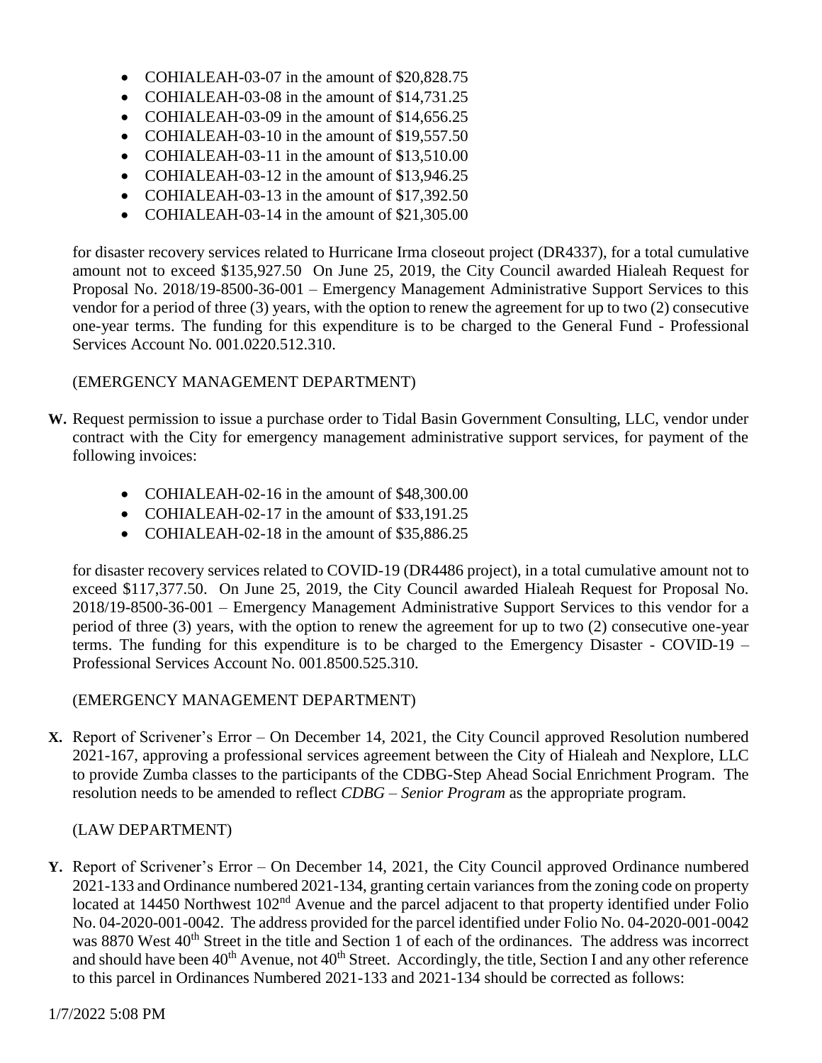- COHIALEAH-03-07 in the amount of $20,828.75
- COHIALEAH-03-08 in the amount of $14,731.25
- COHIALEAH-03-09 in the amount of $14,656.25
- COHIALEAH-03-10 in the amount of $19,557.50
- COHIALEAH-03-11 in the amount of $13,510.00
- COHIALEAH-03-12 in the amount of $13,946.25
- COHIALEAH-03-13 in the amount of $17,392.50
- COHIALEAH-03-14 in the amount of $21,305.00

for disaster recovery services related to Hurricane Irma closeout project (DR4337), for a total cumulative amount not to exceed $135,927.50 On June 25, 2019, the City Council awarded Hialeah Request for Proposal No. 2018/19-8500-36-001 – Emergency Management Administrative Support Services to this vendor for a period of three (3) years, with the option to renew the agreement for up to two (2) consecutive one-year terms. The funding for this expenditure is to be charged to the General Fund - Professional Services Account No. 001.0220.512.310.

(EMERGENCY MANAGEMENT DEPARTMENT)

**W.** Request permission to issue a purchase order to Tidal Basin Government Consulting, LLC, vendor under contract with the City for emergency management administrative support services, for payment of the following invoices:

- COHIALEAH-02-16 in the amount of $48,300.00
- COHIALEAH-02-17 in the amount of $33,191.25
- COHIALEAH-02-18 in the amount of $35,886.25

for disaster recovery services related to COVID-19 (DR4486 project), in a total cumulative amount not to exceed $117,377.50. On June 25, 2019, the City Council awarded Hialeah Request for Proposal No. 2018/19-8500-36-001 – Emergency Management Administrative Support Services to this vendor for a period of three (3) years, with the option to renew the agreement for up to two (2) consecutive one-year terms. The funding for this expenditure is to be charged to the Emergency Disaster - COVID-19 – Professional Services Account No. 001.8500.525.310.

(EMERGENCY MANAGEMENT DEPARTMENT)

**X.** Report of Scrivener's Error – On December 14, 2021, the City Council approved Resolution numbered 2021-167, approving a professional services agreement between the City of Hialeah and Nexplore, LLC to provide Zumba classes to the participants of the CDBG-Step Ahead Social Enrichment Program. The resolution needs to be amended to reflect *CDBG – Senior Program* as the appropriate program.

(LAW DEPARTMENT)

**Y.** Report of Scrivener's Error – On December 14, 2021, the City Council approved Ordinance numbered 2021-133 and Ordinance numbered 2021-134, granting certain variances from the zoning code on property located at 14450 Northwest 102nd Avenue and the parcel adjacent to that property identified under Folio No. 04-2020-001-0042. The address provided for the parcel identified under Folio No. 04-2020-001-0042 was 8870 West 40th Street in the title and Section 1 of each of the ordinances. The address was incorrect and should have been 40th Avenue, not 40th Street. Accordingly, the title, Section I and any other reference to this parcel in Ordinances Numbered 2021-133 and 2021-134 should be corrected as follows:

1/7/2022 5:08 PM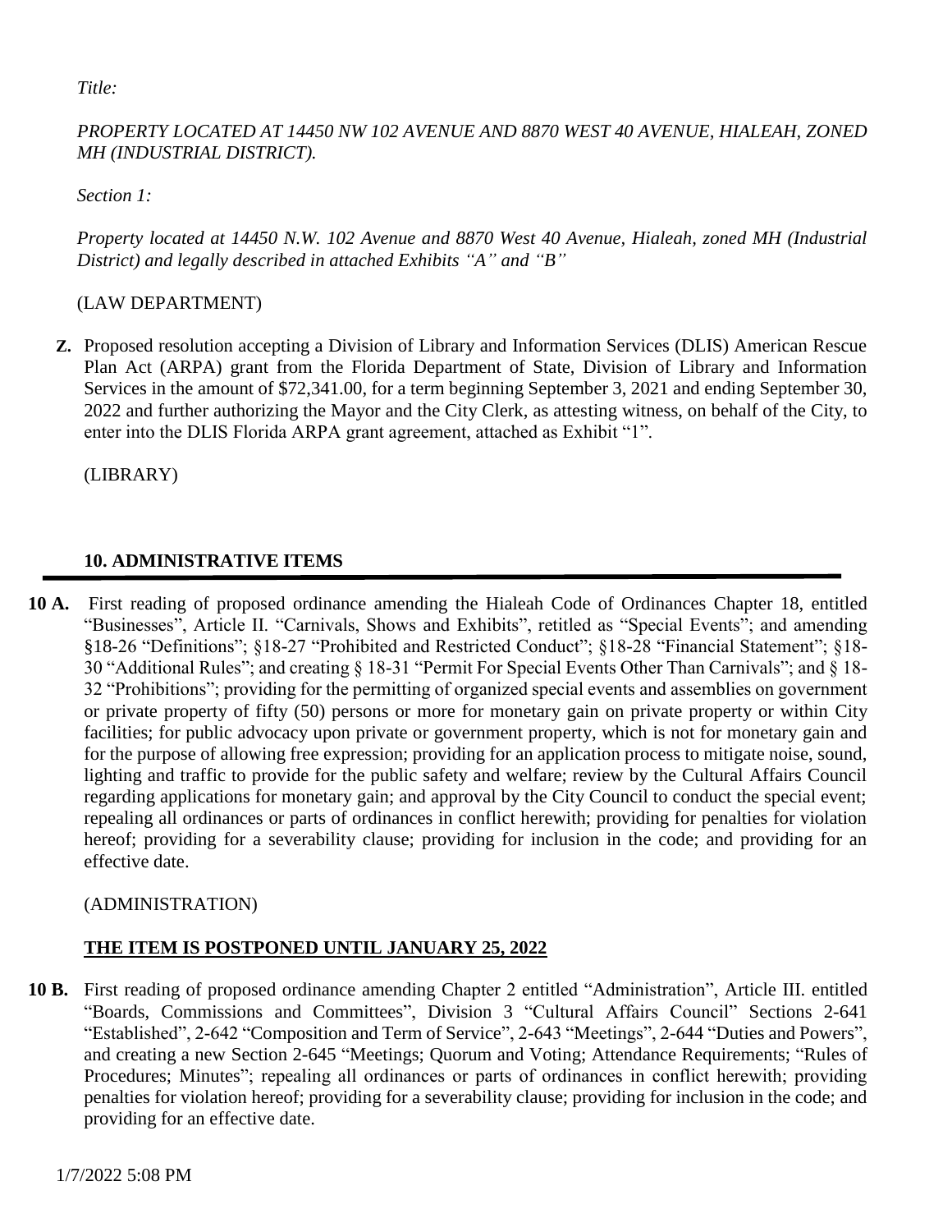*Title:*

*PROPERTY LOCATED AT 14450 NW 102 AVENUE AND 8870 WEST 40 AVENUE, HIALEAH, ZONED MH (INDUSTRIAL DISTRICT).*

*Section 1:*

*Property located at 14450 N.W. 102 Avenue and 8870 West 40 Avenue, Hialeah, zoned MH (Industrial District) and legally described in attached Exhibits "A" and "B"*

(LAW DEPARTMENT)

**Z.** Proposed resolution accepting a Division of Library and Information Services (DLIS) American Rescue Plan Act (ARPA) grant from the Florida Department of State, Division of Library and Information Services in the amount of $72,341.00, for a term beginning September 3, 2021 and ending September 30, 2022 and further authorizing the Mayor and the City Clerk, as attesting witness, on behalf of the City, to enter into the DLIS Florida ARPA grant agreement, attached as Exhibit "1".

(LIBRARY)

## 10. ADMINISTRATIVE ITEMS

**10 A.** First reading of proposed ordinance amending the Hialeah Code of Ordinances Chapter 18, entitled "Businesses", Article II. "Carnivals, Shows and Exhibits", retitled as "Special Events"; and amending §18-26 "Definitions"; §18-27 "Prohibited and Restricted Conduct"; §18-28 "Financial Statement"; §18-30 "Additional Rules"; and creating § 18-31 "Permit For Special Events Other Than Carnivals"; and § 18-32 "Prohibitions"; providing for the permitting of organized special events and assemblies on government or private property of fifty (50) persons or more for monetary gain on private property or within City facilities; for public advocacy upon private or government property, which is not for monetary gain and for the purpose of allowing free expression; providing for an application process to mitigate noise, sound, lighting and traffic to provide for the public safety and welfare; review by the Cultural Affairs Council regarding applications for monetary gain; and approval by the City Council to conduct the special event; repealing all ordinances or parts of ordinances in conflict herewith; providing for penalties for violation hereof; providing for a severability clause; providing for inclusion in the code; and providing for an effective date.

(ADMINISTRATION)

**THE ITEM IS POSTPONED UNTIL JANUARY 25, 2022**

**10 B.** First reading of proposed ordinance amending Chapter 2 entitled "Administration", Article III. entitled "Boards, Commissions and Committees", Division 3 "Cultural Affairs Council" Sections 2-641 "Established", 2-642 "Composition and Term of Service", 2-643 "Meetings", 2-644 "Duties and Powers", and creating a new Section 2-645 "Meetings; Quorum and Voting; Attendance Requirements; "Rules of Procedures; Minutes"; repealing all ordinances or parts of ordinances in conflict herewith; providing penalties for violation hereof; providing for a severability clause; providing for inclusion in the code; and providing for an effective date.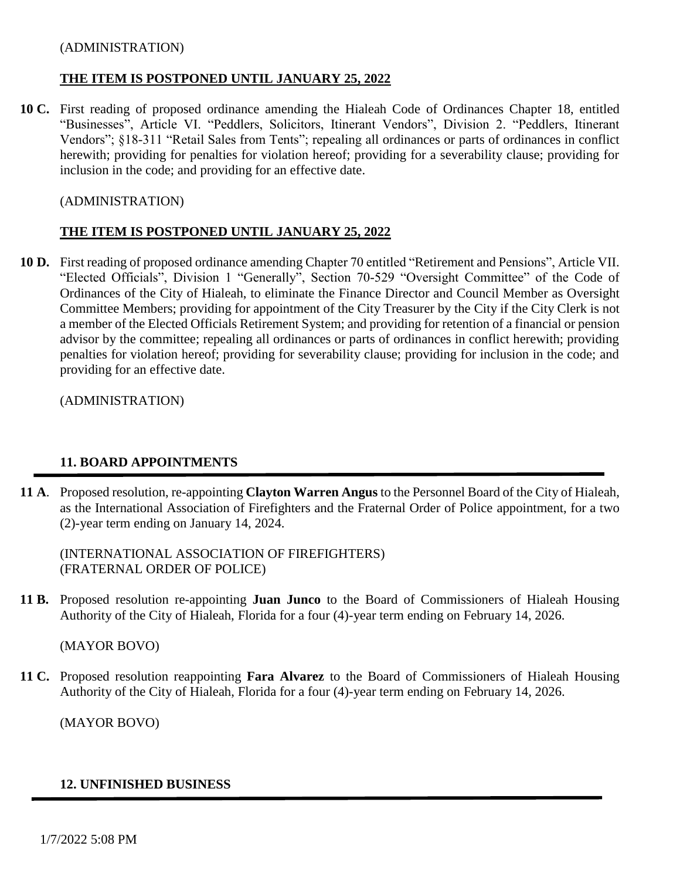(ADMINISTRATION)

**THE ITEM IS POSTPONED UNTIL JANUARY 25, 2022**

**10 C.** First reading of proposed ordinance amending the Hialeah Code of Ordinances Chapter 18, entitled "Businesses", Article VI. "Peddlers, Solicitors, Itinerant Vendors", Division 2. "Peddlers, Itinerant Vendors"; §18-311 "Retail Sales from Tents"; repealing all ordinances or parts of ordinances in conflict herewith; providing for penalties for violation hereof; providing for a severability clause; providing for inclusion in the code; and providing for an effective date.

(ADMINISTRATION)

**THE ITEM IS POSTPONED UNTIL JANUARY 25, 2022**

**10 D.** First reading of proposed ordinance amending Chapter 70 entitled "Retirement and Pensions", Article VII. "Elected Officials", Division 1 "Generally", Section 70-529 "Oversight Committee" of the Code of Ordinances of the City of Hialeah, to eliminate the Finance Director and Council Member as Oversight Committee Members; providing for appointment of the City Treasurer by the City if the City Clerk is not a member of the Elected Officials Retirement System; and providing for retention of a financial or pension advisor by the committee; repealing all ordinances or parts of ordinances in conflict herewith; providing penalties for violation hereof; providing for severability clause; providing for inclusion in the code; and providing for an effective date.

(ADMINISTRATION)

## 11. BOARD APPOINTMENTS

**11 A**. Proposed resolution, re-appointing **Clayton Warren Angus** to the Personnel Board of the City of Hialeah, as the International Association of Firefighters and the Fraternal Order of Police appointment, for a two (2)-year term ending on January 14, 2024.

(INTERNATIONAL ASSOCIATION OF FIREFIGHTERS)
(FRATERNAL ORDER OF POLICE)

**11 B.** Proposed resolution re-appointing **Juan Junco** to the Board of Commissioners of Hialeah Housing Authority of the City of Hialeah, Florida for a four (4)-year term ending on February 14, 2026.

(MAYOR BOVO)

**11 C.** Proposed resolution reappointing **Fara Alvarez** to the Board of Commissioners of Hialeah Housing Authority of the City of Hialeah, Florida for a four (4)-year term ending on February 14, 2026.

(MAYOR BOVO)

## 12. UNFINISHED BUSINESS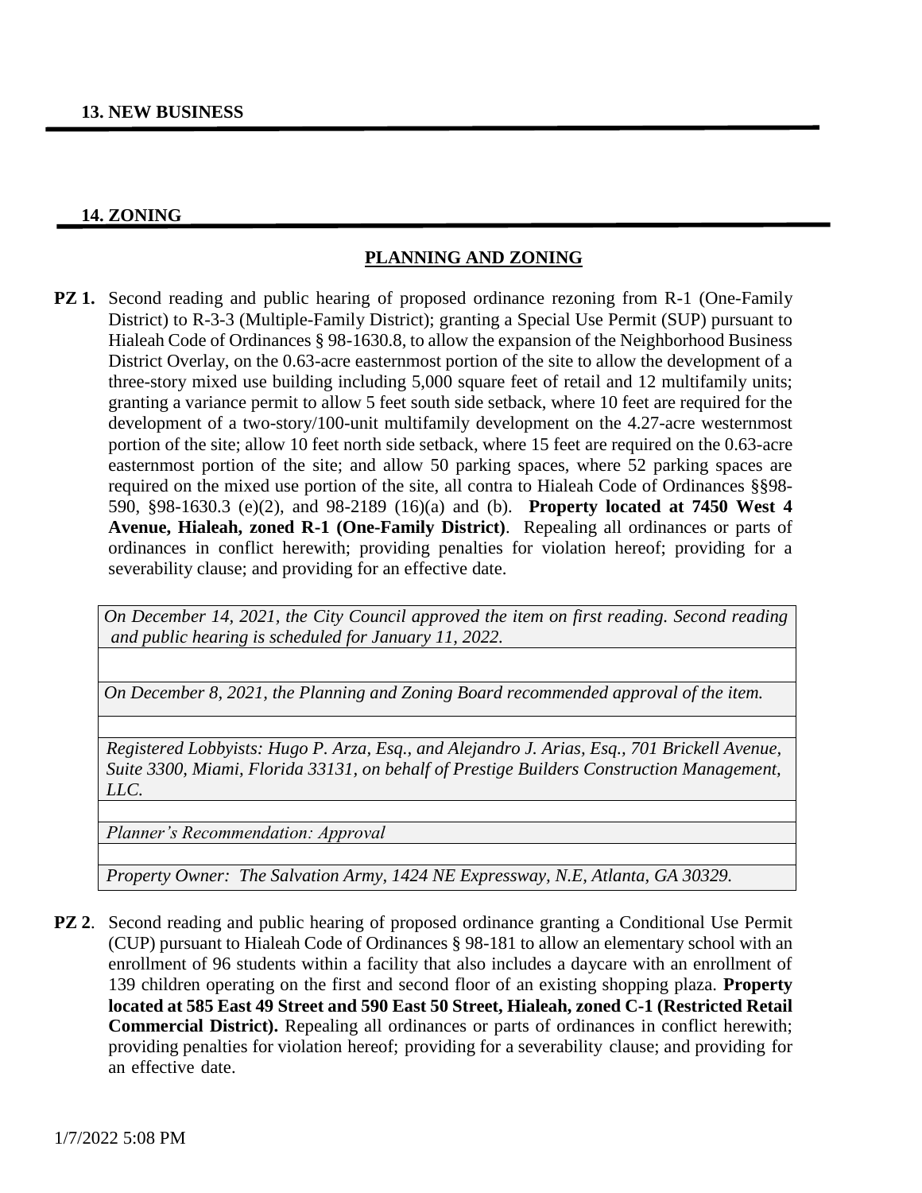## 13. NEW BUSINESS

## 14. ZONING

### PLANNING AND ZONING

**PZ 1.** Second reading and public hearing of proposed ordinance rezoning from R-1 (One-Family District) to R-3-3 (Multiple-Family District); granting a Special Use Permit (SUP) pursuant to Hialeah Code of Ordinances § 98-1630.8, to allow the expansion of the Neighborhood Business District Overlay, on the 0.63-acre easternmost portion of the site to allow the development of a three-story mixed use building including 5,000 square feet of retail and 12 multifamily units; granting a variance permit to allow 5 feet south side setback, where 10 feet are required for the development of a two-story/100-unit multifamily development on the 4.27-acre westernmost portion of the site; allow 10 feet north side setback, where 15 feet are required on the 0.63-acre easternmost portion of the site; and allow 50 parking spaces, where 52 parking spaces are required on the mixed use portion of the site, all contra to Hialeah Code of Ordinances §§98-590, §98-1630.3 (e)(2), and 98-2189 (16)(a) and (b). **Property located at 7450 West 4 Avenue, Hialeah, zoned R-1 (One-Family District)**. Repealing all ordinances or parts of ordinances in conflict herewith; providing penalties for violation hereof; providing for a severability clause; and providing for an effective date.

*On December 14, 2021, the City Council approved the item on first reading. Second reading and public hearing is scheduled for January 11, 2022.*

*On December 8, 2021, the Planning and Zoning Board recommended approval of the item.*

*Registered Lobbyists: Hugo P. Arza, Esq., and Alejandro J. Arias, Esq., 701 Brickell Avenue, Suite 3300, Miami, Florida 33131, on behalf of Prestige Builders Construction Management, LLC.*

*Planner's Recommendation: Approval*

*Property Owner: The Salvation Army, 1424 NE Expressway, N.E, Atlanta, GA 30329.*

**PZ 2**. Second reading and public hearing of proposed ordinance granting a Conditional Use Permit (CUP) pursuant to Hialeah Code of Ordinances § 98-181 to allow an elementary school with an enrollment of 96 students within a facility that also includes a daycare with an enrollment of 139 children operating on the first and second floor of an existing shopping plaza. **Property located at 585 East 49 Street and 590 East 50 Street, Hialeah, zoned C-1 (Restricted Retail Commercial District).** Repealing all ordinances or parts of ordinances in conflict herewith; providing penalties for violation hereof; providing for a severability clause; and providing for an effective date.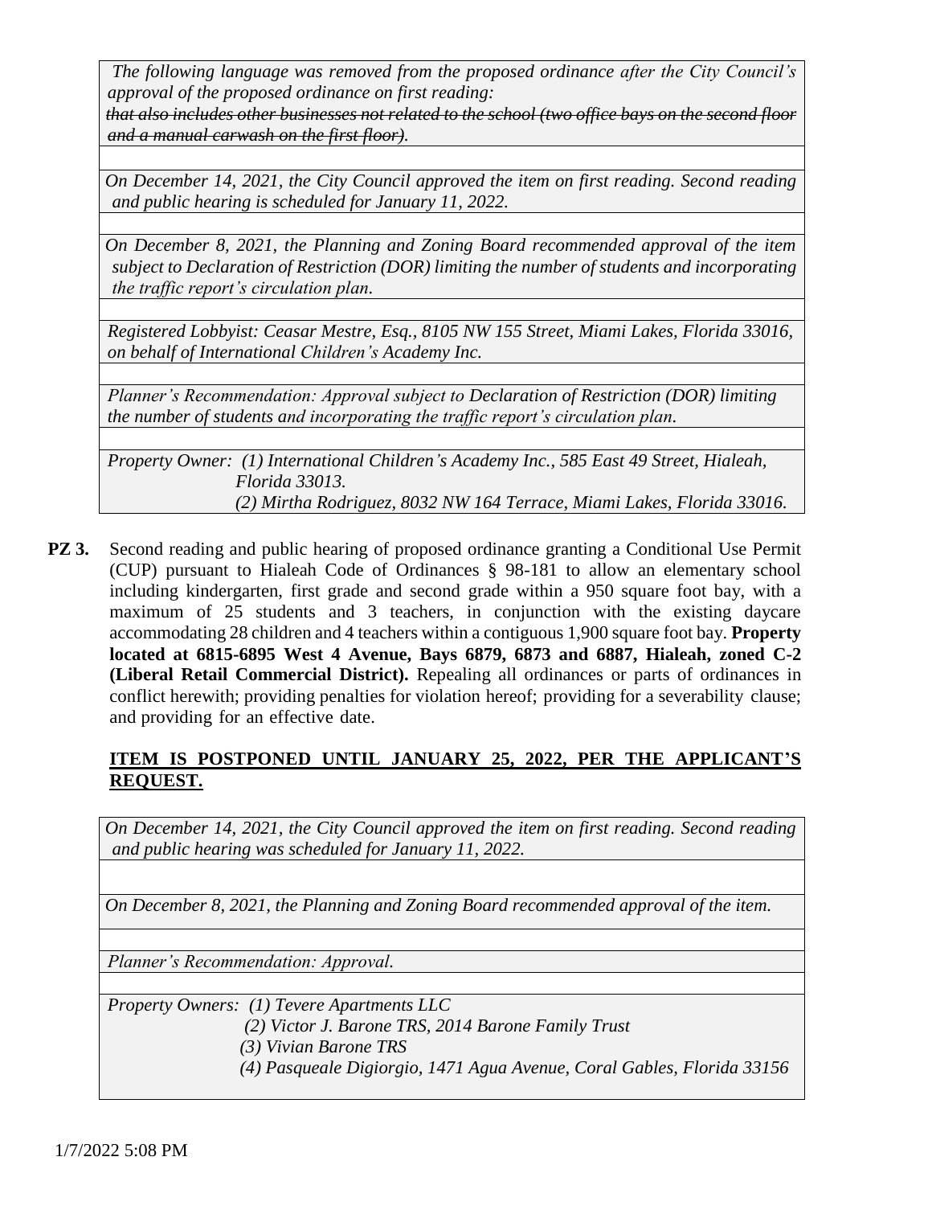*The following language was removed from the proposed ordinance after the City Council's approval of the proposed ordinance on first reading:*
*~~that also includes other businesses not related to the school (two office bays on the second floor and a manual carwash on the first floor).~~*

*On December 14, 2021, the City Council approved the item on first reading. Second reading and public hearing is scheduled for January 11, 2022.*

*On December 8, 2021, the Planning and Zoning Board recommended approval of the item subject to Declaration of Restriction (DOR) limiting the number of students and incorporating the traffic report's circulation plan.*

*Registered Lobbyist: Ceasar Mestre, Esq., 8105 NW 155 Street, Miami Lakes, Florida 33016, on behalf of International Children's Academy Inc.*

*Planner's Recommendation: Approval subject to Declaration of Restriction (DOR) limiting the number of students and incorporating the traffic report's circulation plan.*

*Property Owner: (1) International Children's Academy Inc., 585 East 49 Street, Hialeah, Florida 33013.*
*(2) Mirtha Rodriguez, 8032 NW 164 Terrace, Miami Lakes, Florida 33016.*

**PZ 3.** Second reading and public hearing of proposed ordinance granting a Conditional Use Permit (CUP) pursuant to Hialeah Code of Ordinances § 98-181 to allow an elementary school including kindergarten, first grade and second grade within a 950 square foot bay, with a maximum of 25 students and 3 teachers, in conjunction with the existing daycare accommodating 28 children and 4 teachers within a contiguous 1,900 square foot bay. **Property located at 6815-6895 West 4 Avenue, Bays 6879, 6873 and 6887, Hialeah, zoned C-2 (Liberal Retail Commercial District).** Repealing all ordinances or parts of ordinances in conflict herewith; providing penalties for violation hereof; providing for a severability clause; and providing for an effective date.

<u>**ITEM IS POSTPONED UNTIL JANUARY 25, 2022, PER THE APPLICANT'S REQUEST.**</u>

*On December 14, 2021, the City Council approved the item on first reading. Second reading and public hearing was scheduled for January 11, 2022.*

*On December 8, 2021, the Planning and Zoning Board recommended approval of the item.*

*Planner's Recommendation: Approval.*

*Property Owners: (1) Tevere Apartments LLC*
*(2) Victor J. Barone TRS, 2014 Barone Family Trust*
*(3) Vivian Barone TRS*
*(4) Pasqueale Digiorgio, 1471 Agua Avenue, Coral Gables, Florida 33156*

1/7/2022 5:08 PM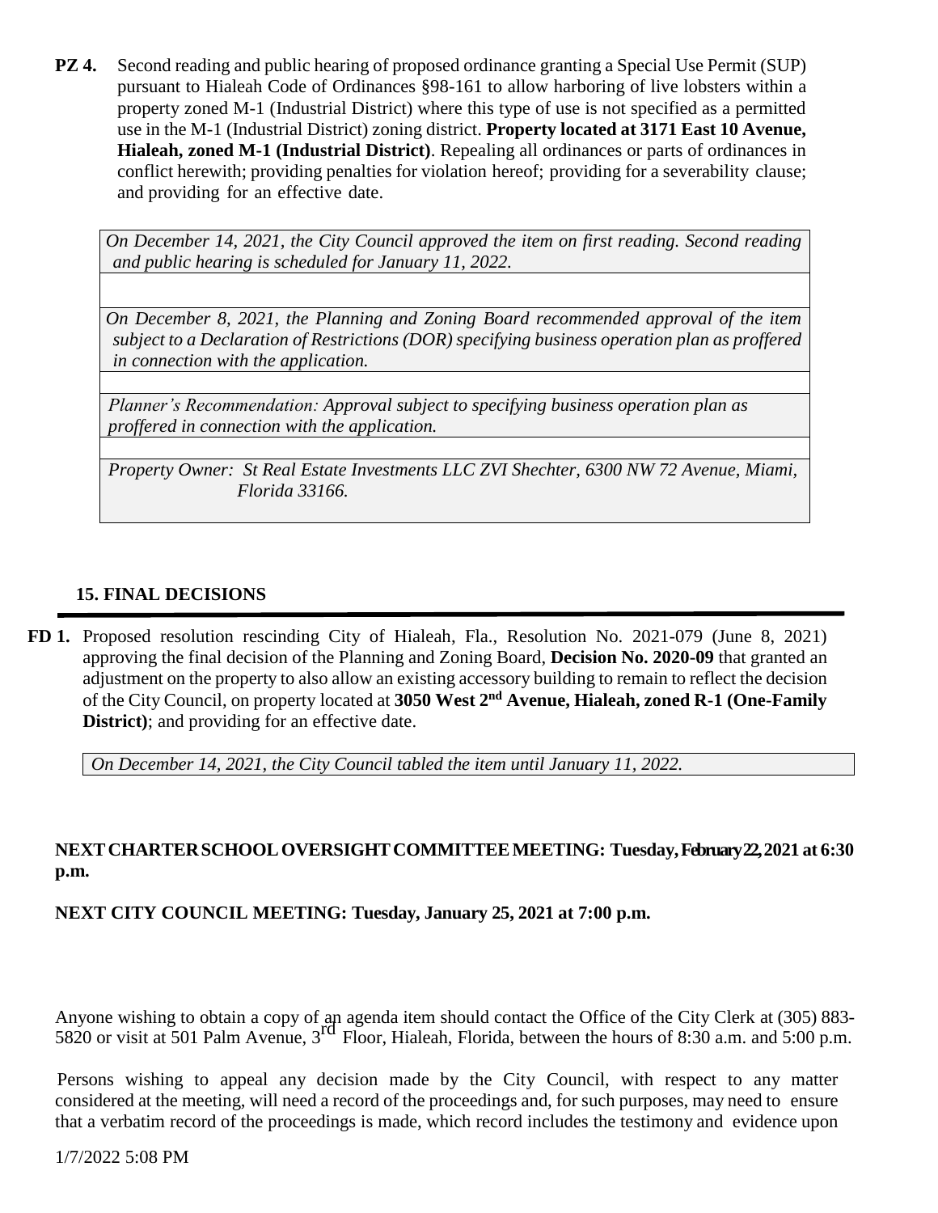**PZ 4.** Second reading and public hearing of proposed ordinance granting a Special Use Permit (SUP) pursuant to Hialeah Code of Ordinances §98-161 to allow harboring of live lobsters within a property zoned M-1 (Industrial District) where this type of use is not specified as a permitted use in the M-1 (Industrial District) zoning district. **Property located at 3171 East 10 Avenue, Hialeah, zoned M-1 (Industrial District)**. Repealing all ordinances or parts of ordinances in conflict herewith; providing penalties for violation hereof; providing for a severability clause; and providing for an effective date.

*On December 14, 2021, the City Council approved the item on first reading. Second reading and public hearing is scheduled for January 11, 2022.*

*On December 8, 2021, the Planning and Zoning Board recommended approval of the item subject to a Declaration of Restrictions (DOR) specifying business operation plan as proffered in connection with the application.*

*Planner's Recommendation: Approval subject to specifying business operation plan as proffered in connection with the application.*

*Property Owner: St Real Estate Investments LLC ZVI Shechter, 6300 NW 72 Avenue, Miami, Florida 33166.*

## 15. FINAL DECISIONS

**FD 1.** Proposed resolution rescinding City of Hialeah, Fla., Resolution No. 2021-079 (June 8, 2021) approving the final decision of the Planning and Zoning Board, **Decision No. 2020-09** that granted an adjustment on the property to also allow an existing accessory building to remain to reflect the decision of the City Council, on property located at **3050 West 2nd Avenue, Hialeah, zoned R-1 (One-Family District)**; and providing for an effective date.

*On December 14, 2021, the City Council tabled the item until January 11, 2022.*

**NEXT CHARTER SCHOOL OVERSIGHT COMMITTEE MEETING: Tuesday, February 22, 2021 at 6:30 p.m.**

**NEXT CITY COUNCIL MEETING: Tuesday, January 25, 2021 at 7:00 p.m.**

Anyone wishing to obtain a copy of an agenda item should contact the Office of the City Clerk at (305) 883-5820 or visit at 501 Palm Avenue, 3rd Floor, Hialeah, Florida, between the hours of 8:30 a.m. and 5:00 p.m.

Persons wishing to appeal any decision made by the City Council, with respect to any matter considered at the meeting, will need a record of the proceedings and, for such purposes, may need to ensure that a verbatim record of the proceedings is made, which record includes the testimony and evidence upon

1/7/2022 5:08 PM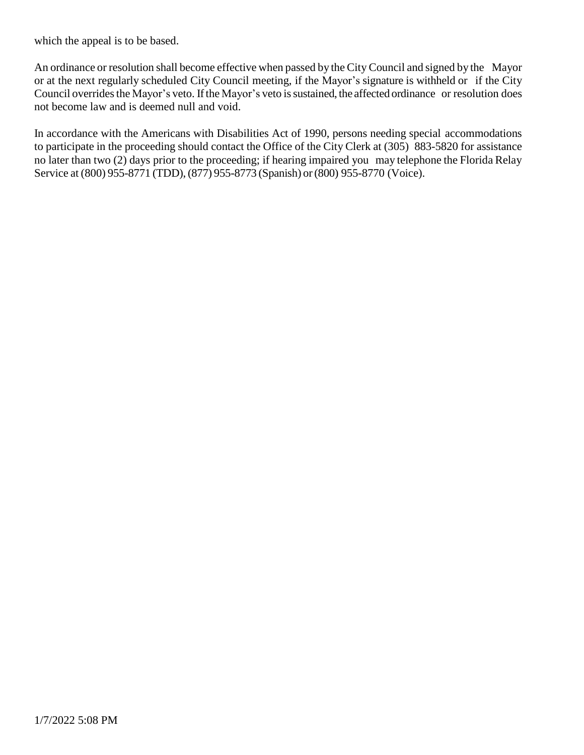which the appeal is to be based.

An ordinance or resolution shall become effective when passed by the City Council and signed by the Mayor or at the next regularly scheduled City Council meeting, if the Mayor's signature is withheld or if the City Council overrides the Mayor's veto. If the Mayor's veto is sustained, the affected ordinance or resolution does not become law and is deemed null and void.

In accordance with the Americans with Disabilities Act of 1990, persons needing special accommodations to participate in the proceeding should contact the Office of the City Clerk at (305) 883-5820 for assistance no later than two (2) days prior to the proceeding; if hearing impaired you may telephone the Florida Relay Service at (800) 955-8771 (TDD), (877) 955-8773 (Spanish) or (800) 955-8770 (Voice).

1/7/2022 5:08 PM